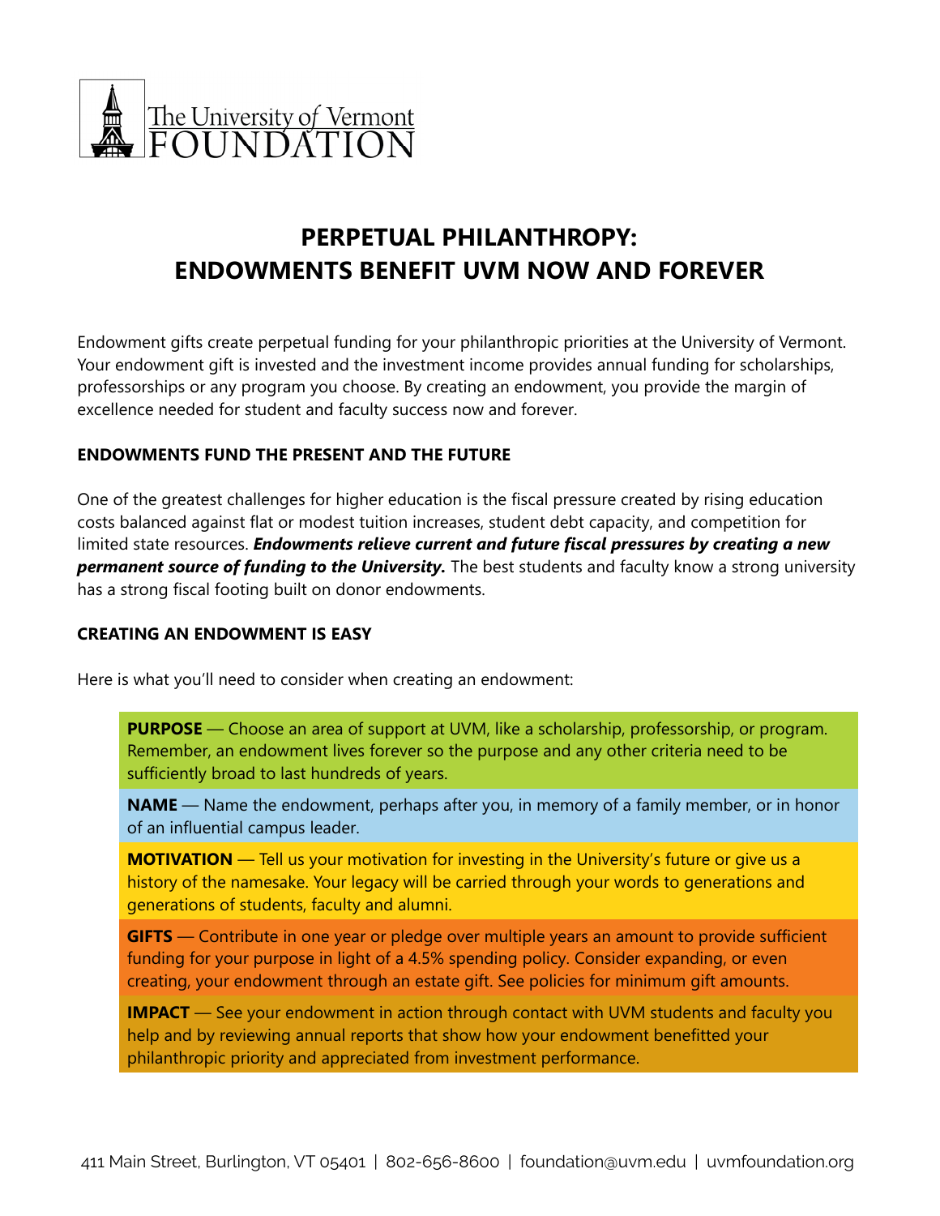The University of Vermont FOUNDATION

# PERPETUAL PHILANTHROPY: ENDOWMENTS BENEFIT UVM NOW AND FOREVER

Endowment gifts create perpetual funding for your philanthropic priorities at the University of Vermont. Your endowment gift is invested and the investment income provides annual funding for scholarships, professorships or any program you choose. By creating an endowment, you provide the margin of excellence needed for student and faculty success now and forever.

## ENDOWMENTS FUND THE PRESENT AND THE FUTURE

One of the greatest challenges for higher education is the fiscal pressure created by rising education costs balanced against flat or modest tuition increases, student debt capacity, and competition for limited state resources. ***Endowments relieve current and future fiscal pressures by creating a new permanent source of funding to the University.*** The best students and faculty know a strong university has a strong fiscal footing built on donor endowments.

## CREATING AN ENDOWMENT IS EASY

Here is what you'll need to consider when creating an endowment:

**PURPOSE** — Choose an area of support at UVM, like a scholarship, professorship, or program. Remember, an endowment lives forever so the purpose and any other criteria need to be sufficiently broad to last hundreds of years.

**NAME** — Name the endowment, perhaps after you, in memory of a family member, or in honor of an influential campus leader.

**MOTIVATION** — Tell us your motivation for investing in the University's future or give us a history of the namesake. Your legacy will be carried through your words to generations and generations of students, faculty and alumni.

**GIFTS** — Contribute in one year or pledge over multiple years an amount to provide sufficient funding for your purpose in light of a 4.5% spending policy. Consider expanding, or even creating, your endowment through an estate gift. See policies for minimum gift amounts.

**IMPACT** — See your endowment in action through contact with UVM students and faculty you help and by reviewing annual reports that show how your endowment benefitted your philanthropic priority and appreciated from investment performance.

411 Main Street, Burlington, VT 05401 | 802-656-8600 | foundation@uvm.edu | uvmfoundation.org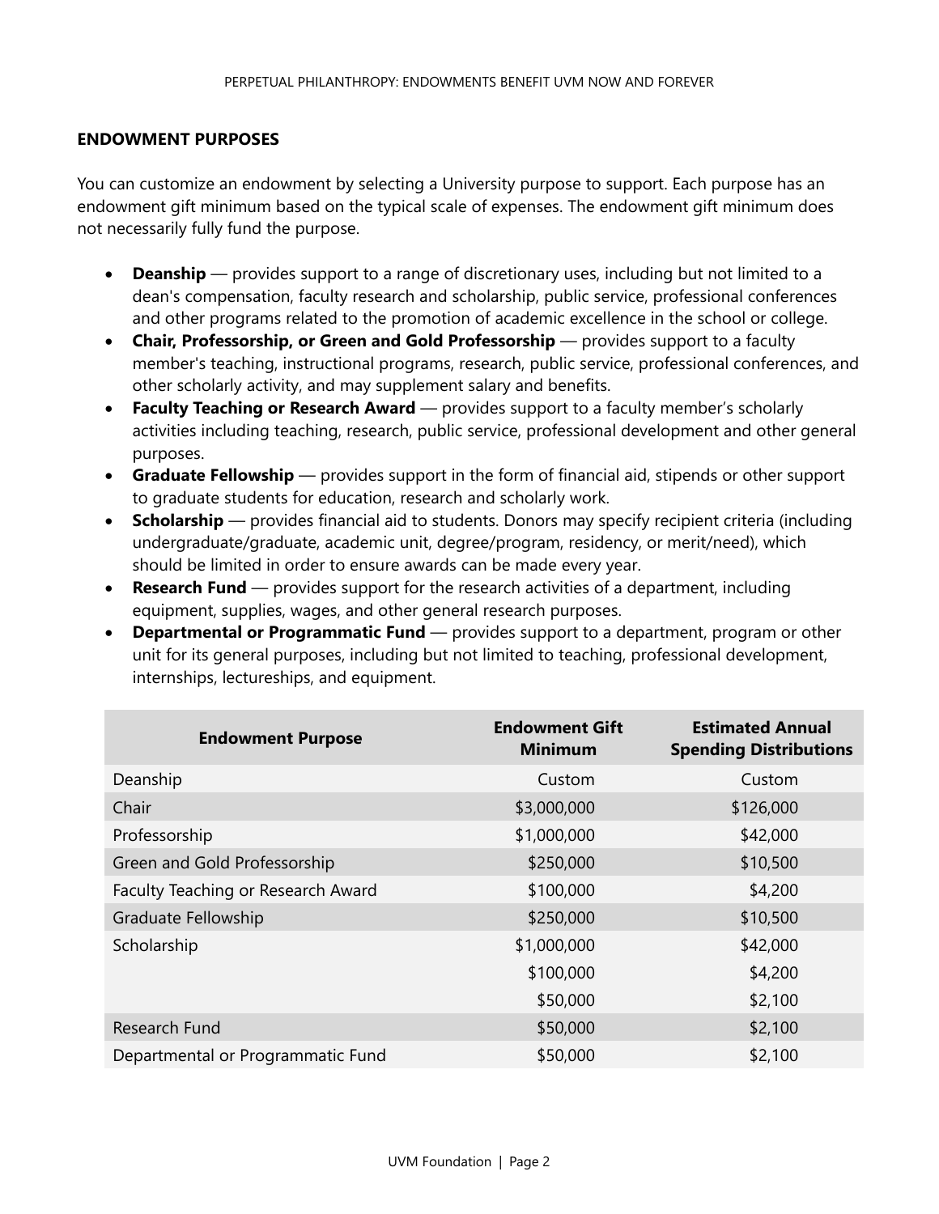## ENDOWMENT PURPOSES

You can customize an endowment by selecting a University purpose to support. Each purpose has an endowment gift minimum based on the typical scale of expenses. The endowment gift minimum does not necessarily fully fund the purpose.

- **Deanship** — provides support to a range of discretionary uses, including but not limited to a dean's compensation, faculty research and scholarship, public service, professional conferences and other programs related to the promotion of academic excellence in the school or college.
- **Chair, Professorship, or Green and Gold Professorship** — provides support to a faculty member's teaching, instructional programs, research, public service, professional conferences, and other scholarly activity, and may supplement salary and benefits.
- **Faculty Teaching or Research Award** — provides support to a faculty member's scholarly activities including teaching, research, public service, professional development and other general purposes.
- **Graduate Fellowship** — provides support in the form of financial aid, stipends or other support to graduate students for education, research and scholarly work.
- **Scholarship** — provides financial aid to students. Donors may specify recipient criteria (including undergraduate/graduate, academic unit, degree/program, residency, or merit/need), which should be limited in order to ensure awards can be made every year.
- **Research Fund** — provides support for the research activities of a department, including equipment, supplies, wages, and other general research purposes.
- **Departmental or Programmatic Fund** — provides support to a department, program or other unit for its general purposes, including but not limited to teaching, professional development, internships, lectureships, and equipment.

| Endowment Purpose | Endowment Gift Minimum | Estimated Annual Spending Distributions |
|---|---:|---:|
| Deanship | Custom | Custom |
| Chair | $3,000,000 | $126,000 |
| Professorship | $1,000,000 | $42,000 |
| Green and Gold Professorship | $250,000 | $10,500 |
| Faculty Teaching or Research Award | $100,000 | $4,200 |
| Graduate Fellowship | $250,000 | $10,500 |
| Scholarship | $1,000,000 | $42,000 |
| | $100,000 | $4,200 |
| | $50,000 | $2,100 |
| Research Fund | $50,000 | $2,100 |
| Departmental or Programmatic Fund | $50,000 | $2,100 |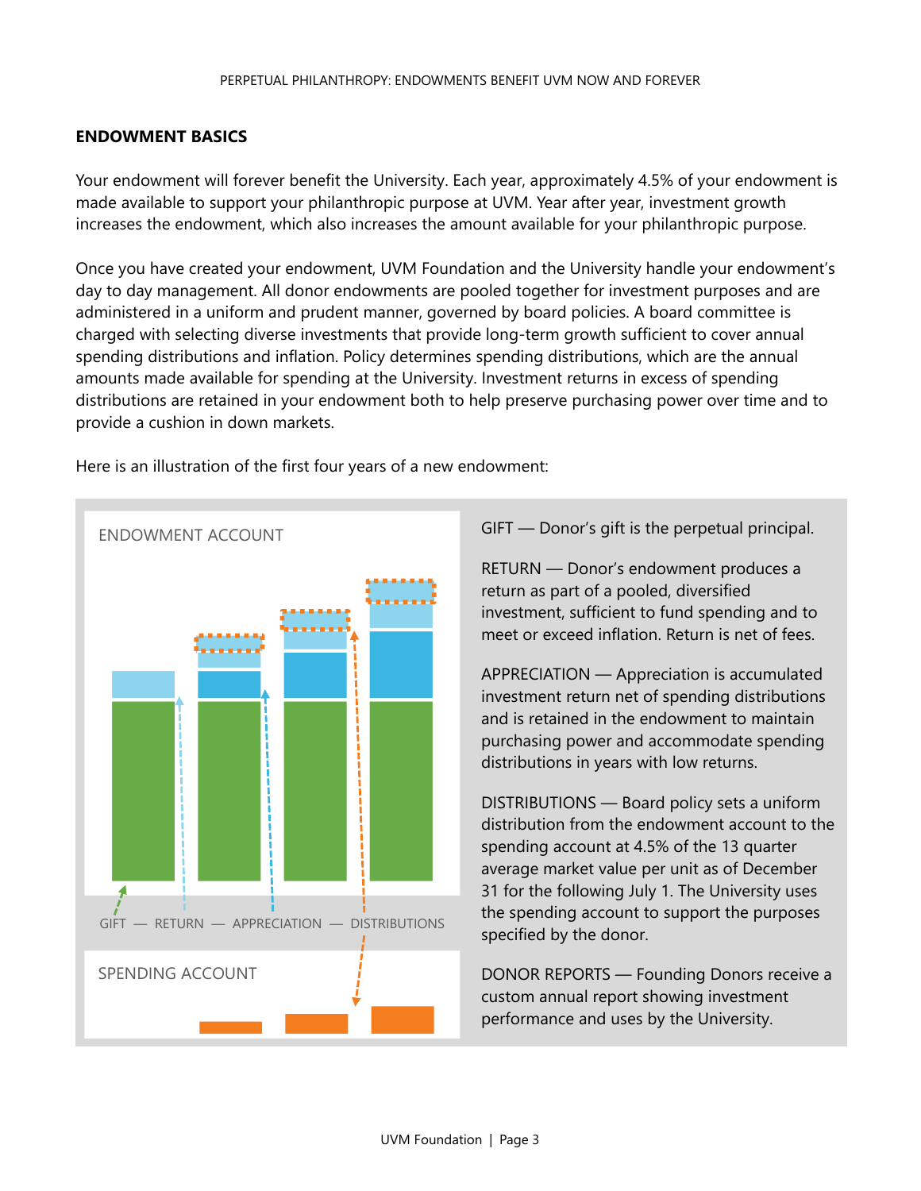## ENDOWMENT BASICS

Your endowment will forever benefit the University. Each year, approximately 4.5% of your endowment is made available to support your philanthropic purpose at UVM. Year after year, investment growth increases the endowment, which also increases the amount available for your philanthropic purpose.

Once you have created your endowment, UVM Foundation and the University handle your endowment's day to day management. All donor endowments are pooled together for investment purposes and are administered in a uniform and prudent manner, governed by board policies. A board committee is charged with selecting diverse investments that provide long-term growth sufficient to cover annual spending distributions and inflation. Policy determines spending distributions, which are the annual amounts made available for spending at the University. Investment returns in excess of spending distributions are retained in your endowment both to help preserve purchasing power over time and to provide a cushion in down markets.

Here is an illustration of the first four years of a new endowment:

ENDOWMENT ACCOUNT

GIFT — RETURN — APPRECIATION — DISTRIBUTIONS

SPENDING ACCOUNT

GIFT — Donor's gift is the perpetual principal.

RETURN — Donor's endowment produces a return as part of a pooled, diversified investment, sufficient to fund spending and to meet or exceed inflation. Return is net of fees.

APPRECIATION — Appreciation is accumulated investment return net of spending distributions and is retained in the endowment to maintain purchasing power and accommodate spending distributions in years with low returns.

DISTRIBUTIONS — Board policy sets a uniform distribution from the endowment account to the spending account at 4.5% of the 13 quarter average market value per unit as of December 31 for the following July 1. The University uses the spending account to support the purposes specified by the donor.

DONOR REPORTS — Founding Donors receive a custom annual report showing investment performance and uses by the University.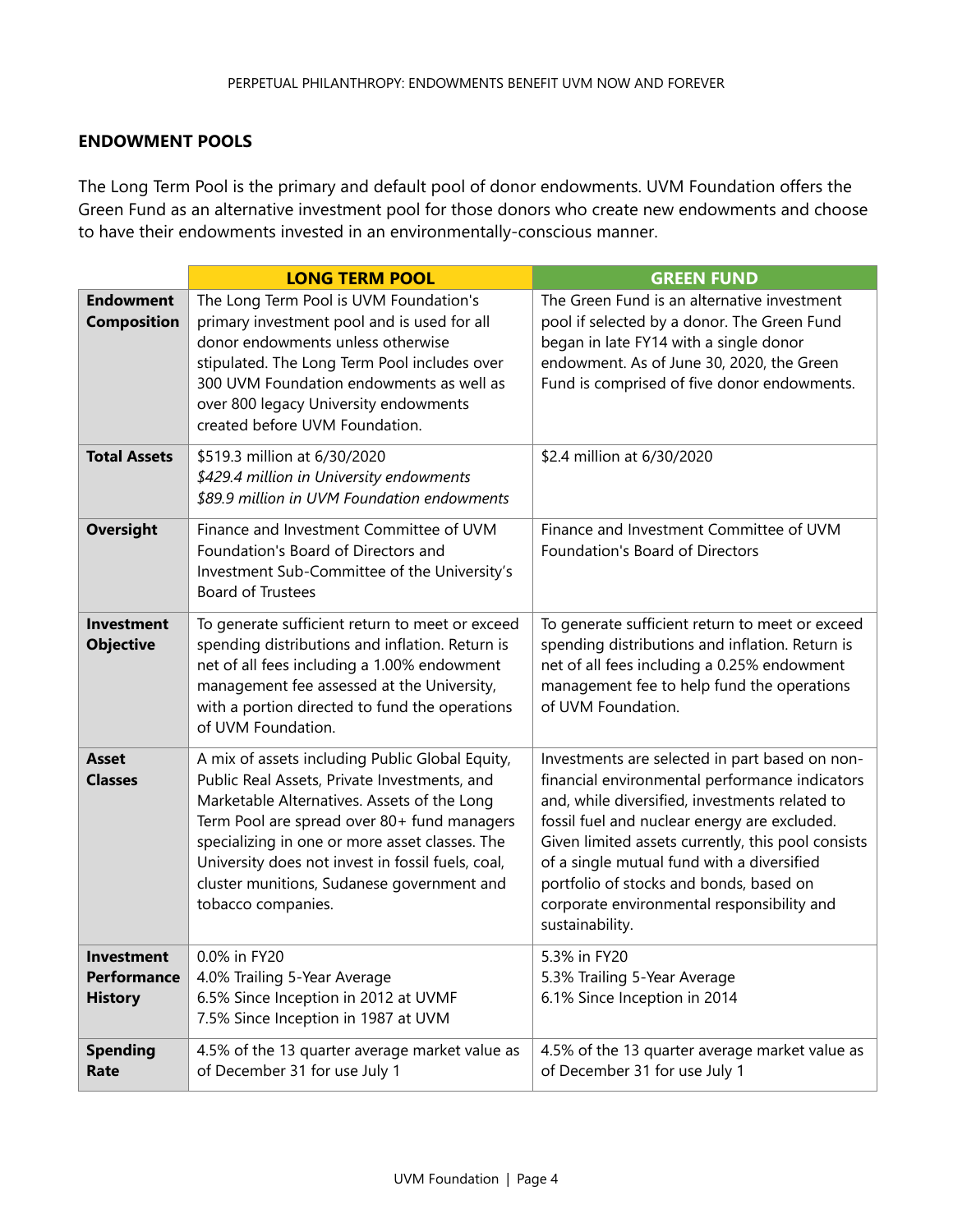## ENDOWMENT POOLS

The Long Term Pool is the primary and default pool of donor endowments. UVM Foundation offers the Green Fund as an alternative investment pool for those donors who create new endowments and choose to have their endowments invested in an environmentally-conscious manner.

| | **LONG TERM POOL** | **GREEN FUND** |
|---|---|---|
| **Endowment Composition** | The Long Term Pool is UVM Foundation's primary investment pool and is used for all donor endowments unless otherwise stipulated. The Long Term Pool includes over 300 UVM Foundation endowments as well as over 800 legacy University endowments created before UVM Foundation. | The Green Fund is an alternative investment pool if selected by a donor. The Green Fund began in late FY14 with a single donor endowment. As of June 30, 2020, the Green Fund is comprised of five donor endowments. |
| **Total Assets** | $519.3 million at 6/30/2020<br>*$429.4 million in University endowments*<br>*$89.9 million in UVM Foundation endowments* | $2.4 million at 6/30/2020 |
| **Oversight** | Finance and Investment Committee of UVM Foundation's Board of Directors and Investment Sub-Committee of the University's Board of Trustees | Finance and Investment Committee of UVM Foundation's Board of Directors |
| **Investment Objective** | To generate sufficient return to meet or exceed spending distributions and inflation. Return is net of all fees including a 1.00% endowment management fee assessed at the University, with a portion directed to fund the operations of UVM Foundation. | To generate sufficient return to meet or exceed spending distributions and inflation. Return is net of all fees including a 0.25% endowment management fee to help fund the operations of UVM Foundation. |
| **Asset Classes** | A mix of assets including Public Global Equity, Public Real Assets, Private Investments, and Marketable Alternatives. Assets of the Long Term Pool are spread over 80+ fund managers specializing in one or more asset classes. The University does not invest in fossil fuels, coal, cluster munitions, Sudanese government and tobacco companies. | Investments are selected in part based on non-financial environmental performance indicators and, while diversified, investments related to fossil fuel and nuclear energy are excluded. Given limited assets currently, this pool consists of a single mutual fund with a diversified portfolio of stocks and bonds, based on corporate environmental responsibility and sustainability. |
| **Investment Performance History** | 0.0% in FY20<br>4.0% Trailing 5-Year Average<br>6.5% Since Inception in 2012 at UVMF<br>7.5% Since Inception in 1987 at UVM | 5.3% in FY20<br>5.3% Trailing 5-Year Average<br>6.1% Since Inception in 2014 |
| **Spending Rate** | 4.5% of the 13 quarter average market value as of December 31 for use July 1 | 4.5% of the 13 quarter average market value as of December 31 for use July 1 |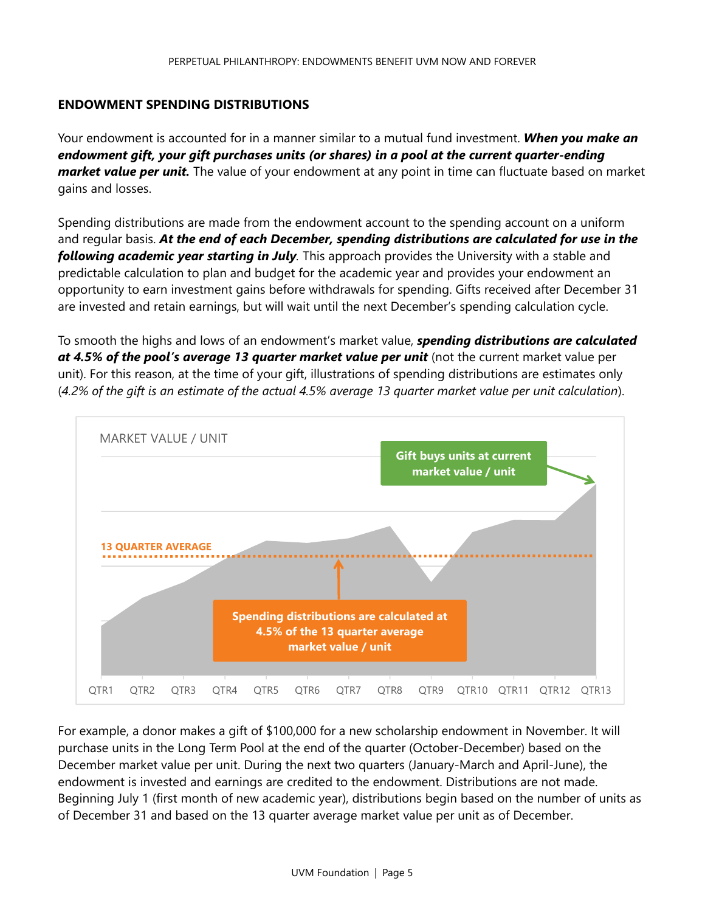## ENDOWMENT SPENDING DISTRIBUTIONS

Your endowment is accounted for in a manner similar to a mutual fund investment. ***When you make an endowment gift, your gift purchases units (or shares) in a pool at the current quarter-ending market value per unit.*** The value of your endowment at any point in time can fluctuate based on market gains and losses.

Spending distributions are made from the endowment account to the spending account on a uniform and regular basis. ***At the end of each December, spending distributions are calculated for use in the following academic year starting in July***. This approach provides the University with a stable and predictable calculation to plan and budget for the academic year and provides your endowment an opportunity to earn investment gains before withdrawals for spending. Gifts received after December 31 are invested and retain earnings, but will wait until the next December's spending calculation cycle.

To smooth the highs and lows of an endowment's market value, ***spending distributions are calculated at 4.5% of the pool's average 13 quarter market value per unit*** (not the current market value per unit). For this reason, at the time of your gift, illustrations of spending distributions are estimates only (*4.2% of the gift is an estimate of the actual 4.5% average 13 quarter market value per unit calculation*).

MARKET VALUE / UNIT

Gift buys units at current market value / unit

13 QUARTER AVERAGE

Spending distributions are calculated at 4.5% of the 13 quarter average market value / unit

QTR1 QTR2 QTR3 QTR4 QTR5 QTR6 QTR7 QTR8 QTR9 QTR10 QTR11 QTR12 QTR13

For example, a donor makes a gift of $100,000 for a new scholarship endowment in November. It will purchase units in the Long Term Pool at the end of the quarter (October-December) based on the December market value per unit. During the next two quarters (January-March and April-June), the endowment is invested and earnings are credited to the endowment. Distributions are not made. Beginning July 1 (first month of new academic year), distributions begin based on the number of units as of December 31 and based on the 13 quarter average market value per unit as of December.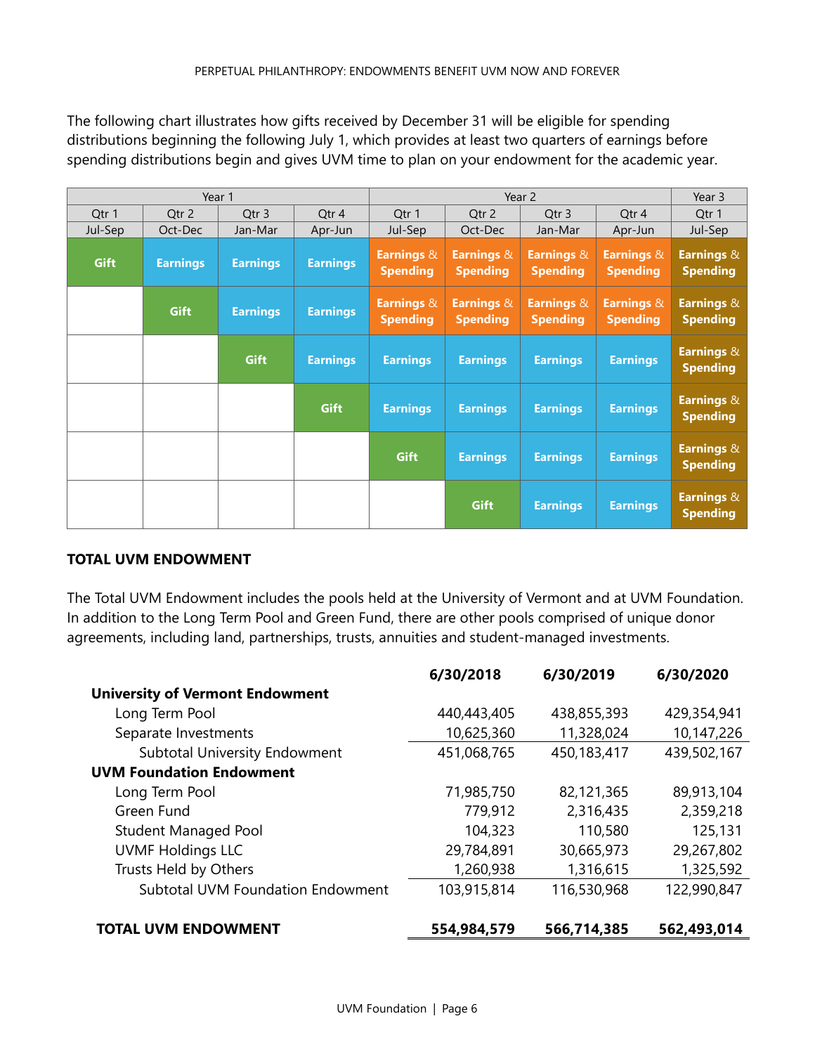The following chart illustrates how gifts received by December 31 will be eligible for spending distributions beginning the following July 1, which provides at least two quarters of earnings before spending distributions begin and gives UVM time to plan on your endowment for the academic year.

| Year 1 | | | | Year 2 | | | | Year 3 |
|---|---|---|---|---|---|---|---|---|
| Qtr 1 | Qtr 2 | Qtr 3 | Qtr 4 | Qtr 1 | Qtr 2 | Qtr 3 | Qtr 4 | Qtr 1 |
| Jul-Sep | Oct-Dec | Jan-Mar | Apr-Jun | Jul-Sep | Oct-Dec | Jan-Mar | Apr-Jun | Jul-Sep |
| **Gift** | **Earnings** | **Earnings** | **Earnings** | **Earnings & Spending** | **Earnings & Spending** | **Earnings & Spending** | **Earnings & Spending** | **Earnings & Spending** |
| | **Gift** | **Earnings** | **Earnings** | **Earnings & Spending** | **Earnings & Spending** | **Earnings & Spending** | **Earnings & Spending** | **Earnings & Spending** |
| | | **Gift** | **Earnings** | **Earnings** | **Earnings** | **Earnings** | **Earnings** | **Earnings & Spending** |
| | | | **Gift** | **Earnings** | **Earnings** | **Earnings** | **Earnings** | **Earnings & Spending** |
| | | | | **Gift** | **Earnings** | **Earnings** | **Earnings** | **Earnings & Spending** |
| | | | | | **Gift** | **Earnings** | **Earnings** | **Earnings & Spending** |

## TOTAL UVM ENDOWMENT

The Total UVM Endowment includes the pools held at the University of Vermont and at UVM Foundation. In addition to the Long Term Pool and Green Fund, there are other pools comprised of unique donor agreements, including land, partnerships, trusts, annuities and student-managed investments.

| | **6/30/2018** | **6/30/2019** | **6/30/2020** |
|---|---|---|---|
| **University of Vermont Endowment** | | | |
| Long Term Pool | 440,443,405 | 438,855,393 | 429,354,941 |
| Separate Investments | 10,625,360 | 11,328,024 | 10,147,226 |
| Subtotal University Endowment | 451,068,765 | 450,183,417 | 439,502,167 |
| **UVM Foundation Endowment** | | | |
| Long Term Pool | 71,985,750 | 82,121,365 | 89,913,104 |
| Green Fund | 779,912 | 2,316,435 | 2,359,218 |
| Student Managed Pool | 104,323 | 110,580 | 125,131 |
| UVMF Holdings LLC | 29,784,891 | 30,665,973 | 29,267,802 |
| Trusts Held by Others | 1,260,938 | 1,316,615 | 1,325,592 |
| Subtotal UVM Foundation Endowment | 103,915,814 | 116,530,968 | 122,990,847 |
| **TOTAL UVM ENDOWMENT** | **554,984,579** | **566,714,385** | **562,493,014** |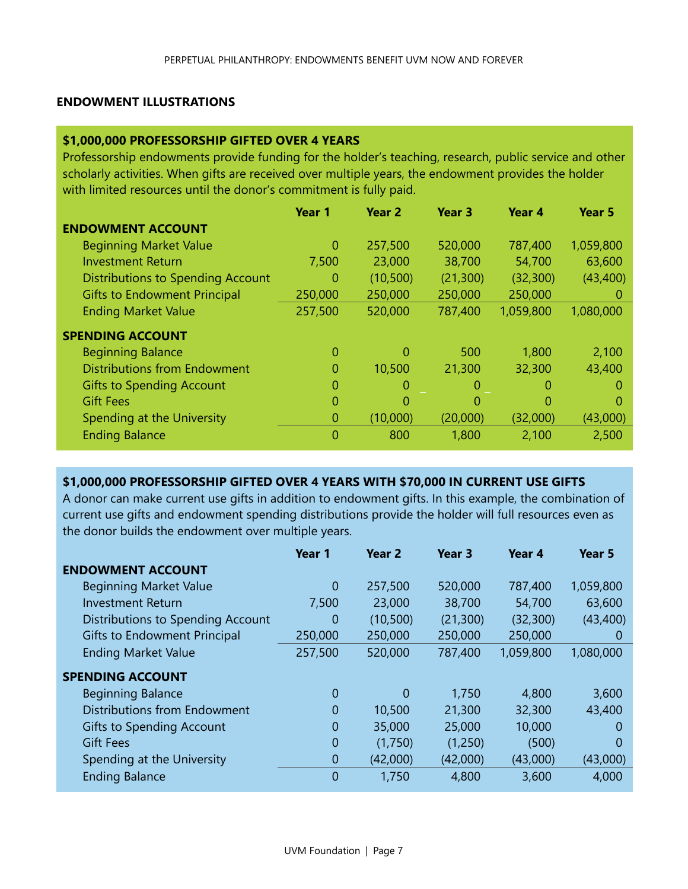## ENDOWMENT ILLUSTRATIONS

### $1,000,000 PROFESSORSHIP GIFTED OVER 4 YEARS

Professorship endowments provide funding for the holder's teaching, research, public service and other scholarly activities. When gifts are received over multiple years, the endowment provides the holder with limited resources until the donor's commitment is fully paid.

| | Year 1 | Year 2 | Year 3 | Year 4 | Year 5 |
|---|---|---|---|---|---|
| **ENDOWMENT ACCOUNT** | | | | | |
| Beginning Market Value | 0 | 257,500 | 520,000 | 787,400 | 1,059,800 |
| Investment Return | 7,500 | 23,000 | 38,700 | 54,700 | 63,600 |
| Distributions to Spending Account | 0 | (10,500) | (21,300) | (32,300) | (43,400) |
| Gifts to Endowment Principal | 250,000 | 250,000 | 250,000 | 250,000 | 0 |
| Ending Market Value | 257,500 | 520,000 | 787,400 | 1,059,800 | 1,080,000 |
| **SPENDING ACCOUNT** | | | | | |
| Beginning Balance | 0 | 0 | 500 | 1,800 | 2,100 |
| Distributions from Endowment | 0 | 10,500 | 21,300 | 32,300 | 43,400 |
| Gifts to Spending Account | 0 | 0 | 0 | 0 | 0 |
| Gift Fees | 0 | 0 | 0 | 0 | 0 |
| Spending at the University | 0 | (10,000) | (20,000) | (32,000) | (43,000) |
| Ending Balance | 0 | 800 | 1,800 | 2,100 | 2,500 |

### $1,000,000 PROFESSORSHIP GIFTED OVER 4 YEARS WITH $70,000 IN CURRENT USE GIFTS

A donor can make current use gifts in addition to endowment gifts. In this example, the combination of current use gifts and endowment spending distributions provide the holder will full resources even as the donor builds the endowment over multiple years.

| | Year 1 | Year 2 | Year 3 | Year 4 | Year 5 |
|---|---|---|---|---|---|
| **ENDOWMENT ACCOUNT** | | | | | |
| Beginning Market Value | 0 | 257,500 | 520,000 | 787,400 | 1,059,800 |
| Investment Return | 7,500 | 23,000 | 38,700 | 54,700 | 63,600 |
| Distributions to Spending Account | 0 | (10,500) | (21,300) | (32,300) | (43,400) |
| Gifts to Endowment Principal | 250,000 | 250,000 | 250,000 | 250,000 | 0 |
| Ending Market Value | 257,500 | 520,000 | 787,400 | 1,059,800 | 1,080,000 |
| **SPENDING ACCOUNT** | | | | | |
| Beginning Balance | 0 | 0 | 1,750 | 4,800 | 3,600 |
| Distributions from Endowment | 0 | 10,500 | 21,300 | 32,300 | 43,400 |
| Gifts to Spending Account | 0 | 35,000 | 25,000 | 10,000 | 0 |
| Gift Fees | 0 | (1,750) | (1,250) | (500) | 0 |
| Spending at the University | 0 | (42,000) | (42,000) | (43,000) | (43,000) |
| Ending Balance | 0 | 1,750 | 4,800 | 3,600 | 4,000 |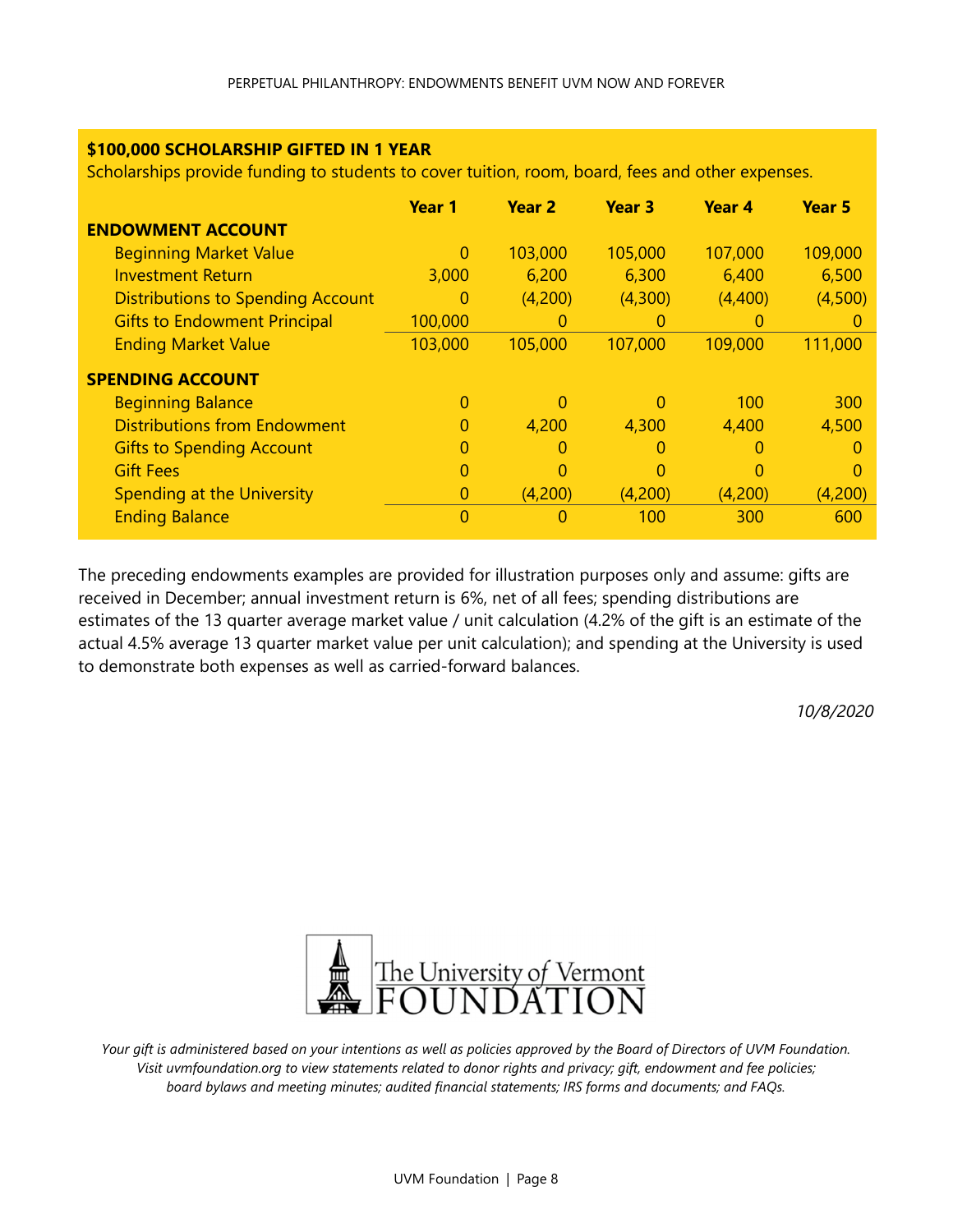**$100,000 SCHOLARSHIP GIFTED IN 1 YEAR**

Scholarships provide funding to students to cover tuition, room, board, fees and other expenses.

| | Year 1 | Year 2 | Year 3 | Year 4 | Year 5 |
|---|---|---|---|---|---|
| **ENDOWMENT ACCOUNT** | | | | | |
| Beginning Market Value | 0 | 103,000 | 105,000 | 107,000 | 109,000 |
| Investment Return | 3,000 | 6,200 | 6,300 | 6,400 | 6,500 |
| Distributions to Spending Account | 0 | (4,200) | (4,300) | (4,400) | (4,500) |
| Gifts to Endowment Principal | 100,000 | 0 | 0 | 0 | 0 |
| Ending Market Value | 103,000 | 105,000 | 107,000 | 109,000 | 111,000 |
| **SPENDING ACCOUNT** | | | | | |
| Beginning Balance | 0 | 0 | 0 | 100 | 300 |
| Distributions from Endowment | 0 | 4,200 | 4,300 | 4,400 | 4,500 |
| Gifts to Spending Account | 0 | 0 | 0 | 0 | 0 |
| Gift Fees | 0 | 0 | 0 | 0 | 0 |
| Spending at the University | 0 | (4,200) | (4,200) | (4,200) | (4,200) |
| Ending Balance | 0 | 0 | 100 | 300 | 600 |

The preceding endowments examples are provided for illustration purposes only and assume: gifts are received in December; annual investment return is 6%, net of all fees; spending distributions are estimates of the 13 quarter average market value / unit calculation (4.2% of the gift is an estimate of the actual 4.5% average 13 quarter market value per unit calculation); and spending at the University is used to demonstrate both expenses as well as carried-forward balances.

*10/8/2020*

The University of Vermont FOUNDATION

*Your gift is administered based on your intentions as well as policies approved by the Board of Directors of UVM Foundation. Visit uvmfoundation.org to view statements related to donor rights and privacy; gift, endowment and fee policies; board bylaws and meeting minutes; audited financial statements; IRS forms and documents; and FAQs.*